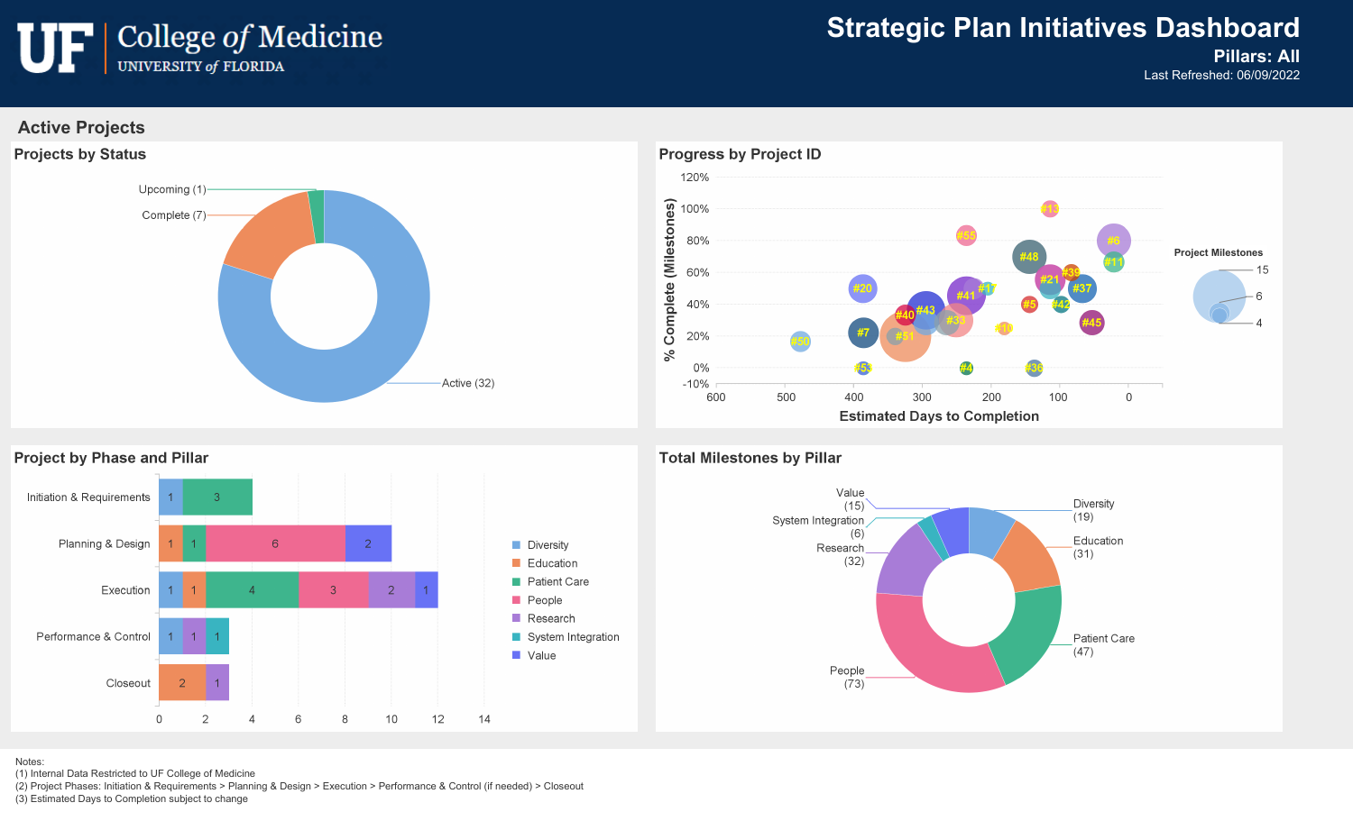UF College of Medicine
UNIVERSITY of FLORIDA

# Strategic Plan Initiatives Dashboard

**Pillars: All**

Last Refreshed: 06/09/2022

## Active Projects

### Projects by Status

| Status | Count |
|---|---|
| Active | 32 |
| Complete | 7 |
| Upcoming | 1 |

### Progress by Project ID

% Complete (Milestones) vs. Estimated Days to Completion

Project Milestones: 15, 6, 4

Projects: #13, #55, #6, #48, #11, #39, #21, #37, #20, #17, #41, #42, #5, #43, #40, #33, #45, #10, #7, #51, #50, #53, #4, #36

### Project by Phase and Pillar

| Phase | Diversity | Education | Patient Care | People | Research | System Integration | Value |
|---|---|---|---|---|---|---|---|
| Initiation & Requirements | 1 | | 3 | | | | |
| Planning & Design | | 1 | 1 | 6 | | | 2 |
| Execution | 1 | 1 | 4 | 3 | 2 | | 1 |
| Performance & Control | 1 | | | | 1 | 1 | |
| Closeout | | 2 | | | 1 | | |

### Total Milestones by Pillar

| Pillar | Milestones |
|---|---|
| Diversity | 19 |
| Education | 31 |
| Patient Care | 47 |
| People | 73 |
| Research | 32 |
| System Integration | 6 |
| Value | 15 |

Notes:
(1) Internal Data Restricted to UF College of Medicine
(2) Project Phases: Initiation & Requirements > Planning & Design > Execution > Performance & Control (if needed) > Closeout
(3) Estimated Days to Completion subject to change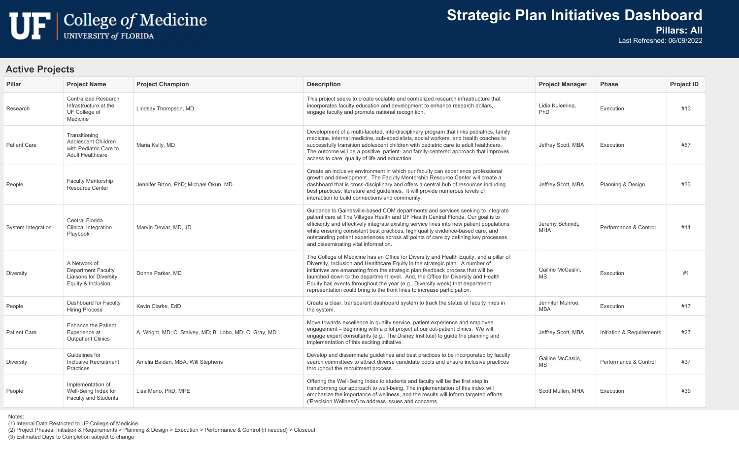# Strategic Plan Initiatives Dashboard

**Pillars: All**

Last Refreshed: 06/09/2022

UF College of Medicine, University of Florida

## Active Projects

| Pillar | Project Name | Project Champion | Description | Project Manager | Phase | Project ID |
|---|---|---|---|---|---|---|
| Research | Centralized Research Infrastructure at the UF College of Medicine | Lindsay Thompson, MD | This project seeks to create scalable and centralized research infrastructure that incorporates faculty education and development to enhance research dollars, engage faculty and promote national recognition. | Lidia Kulemina, PhD | Execution | #13 |
| Patient Care | Transitioning Adolescent Children with Pediatric Care to Adult Healthcare | Maria Kelly, MD | Development of a multi-faceted, interdisciplinary program that links pediatrics, family medicine, internal medicine, sub-specialists, social workers, and health coaches to successfully transition adolescent children with pediatric care to adult healthcare. The outcome will be a positive, patient- and family-centered approach that improves access to care, quality of life and education. | Jeffrey Scott, MBA | Execution | #67 |
| People | Faculty Mentorship Resource Center | Jennifer Bizon, PhD; Michael Okun, MD | Create an inclusive environment in which our faculty can experience professional growth and development. The Faculty Mentorship Resource Center will create a dashboard that is cross-disciplinary and offers a central hub of resources including best practices, literature and guidelines. It will provide numerous levels of interaction to build connections and community. | Jeffrey Scott, MBA | Planning & Design | #33 |
| System Integration | Central Florida Clinical Integration Playbook | Marvin Dewar, MD, JD | Guidance to Gainesville-based COM departments and services seeking to integrate patient care at The Villages Health and UF Health Central Florida. Our goal is to efficiently and effectively integrate existing service lines into new patient populations while ensuring consistent best practices, high quality evidence-based care, and outstanding patient experiences across all points of care by defining key processes and disseminating vital information. | Jeremy Schmidt, MHA | Performance & Control | #11 |
| Diversity | A Network of Department Faculty Liaisons for Diversity, Equity & Inclusion | Donna Parker, MD | The College of Medicine has an Office for Diversity and Health Equity, and a pillar of Diversity, Inclusion and Healthcare Equity in the strategic plan. A number of initiatives are emanating from the strategic plan feedback process that will be launched down to the department level. And, the Office for Diversity and Health Equity has events throughout the year (e.g., Diversity week) that department representation could bring to the front lines to increase participation. | Gailine McCaslin, MS | Execution | #1 |
| People | Dashboard for Faculty Hiring Process | Kevin Clarke, EdD | Create a clear, transparent dashboard system to track the status of faculty hires in the system. | Jennifer Munroe, MBA | Execution | #17 |
| Patient Care | Enhance the Patient Experience at Outpatient Clinics | A. Wright, MD; C. Stalvey, MD; B. Lobo, MD; C. Gray, MD | Move towards excellence in quality service, patient experience and employee engagement – beginning with a pilot project at our out-patient clinics. We will engage expert consultants (e.g., The Disney Institute) to guide the planning and implementation of this exciting initiative. | Jeffrey Scott, MBA | Initiation & Requirements | #27 |
| Diversity | Guidelines for Inclusive Recruitment Practices | Amelia Baiden, MBA; Will Stephens | Develop and disseminate guidelines and best practices to be incorporated by faculty search committees to attract diverse candidate pools and ensure inclusive practices throughout the recruitment process. | Gailine McCaslin, MS | Performance & Control | #37 |
| People | Implementation of Well-Being Index for Faculty and Students | Lisa Merlo, PhD, MPE | Offering the Well-Being Index to students and faculty will be the first step in transforming our approach to well-being. The implementation of this index will emphasize the importance of wellness, and the results will inform targeted efforts ('Precision Wellness') to address issues and concerns. | Scott Mullen, MHA | Execution | #39 |

Notes:
(1) Internal Data Restricted to UF College of Medicine
(2) Project Phases: Initiation & Requirements > Planning & Design > Execution > Performance & Control (if needed) > Closeout
(3) Estimated Days to Completion subject to change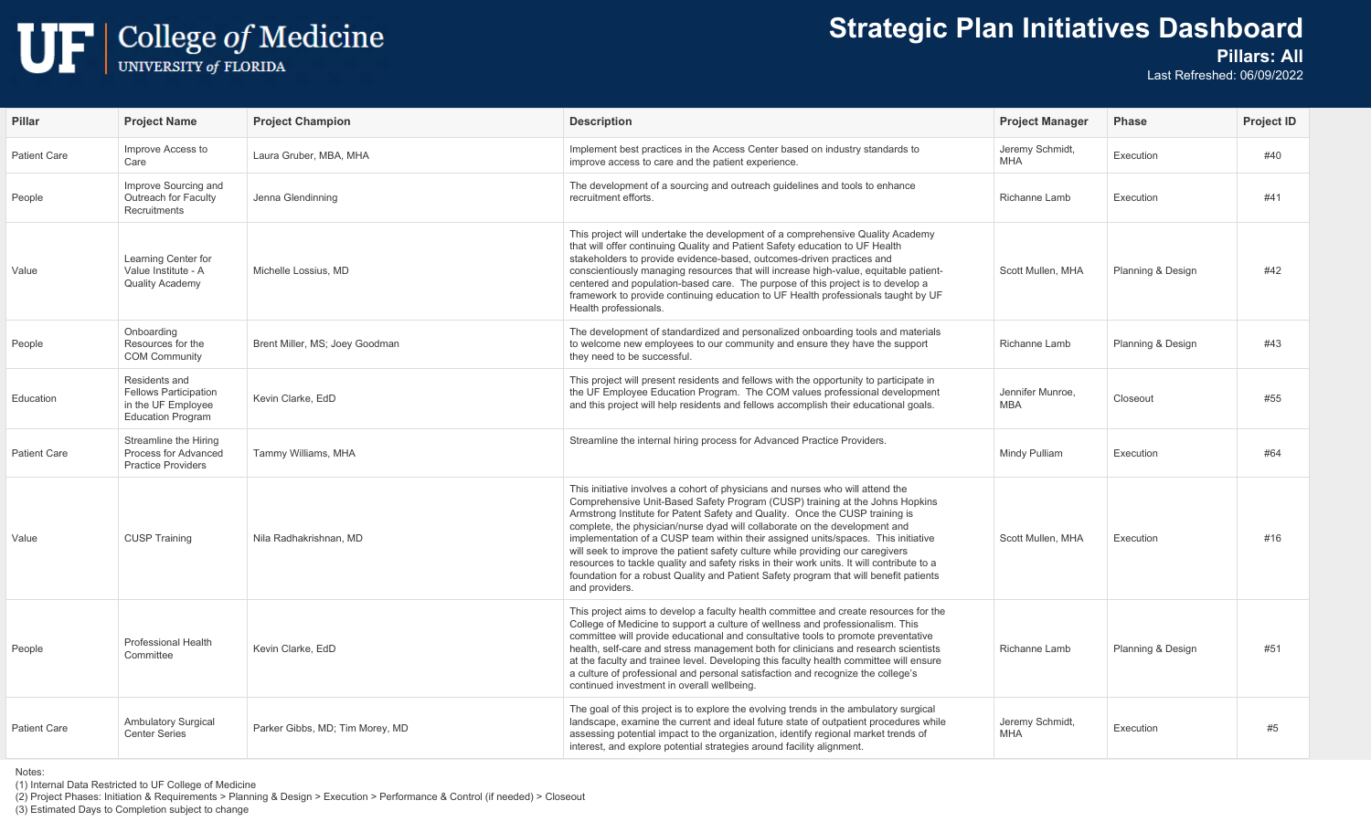# Strategic Plan Initiatives Dashboard

**Pillars: All**

Last Refreshed: 06/09/2022

UF College of Medicine UNIVERSITY of FLORIDA

| Pillar | Project Name | Project Champion | Description | Project Manager | Phase | Project ID |
|---|---|---|---|---|---|---|
| Patient Care | Improve Access to Care | Laura Gruber, MBA, MHA | Implement best practices in the Access Center based on industry standards to improve access to care and the patient experience. | Jeremy Schmidt, MHA | Execution | #40 |
| People | Improve Sourcing and Outreach for Faculty Recruitments | Jenna Glendinning | The development of a sourcing and outreach guidelines and tools to enhance recruitment efforts. | Richanne Lamb | Execution | #41 |
| Value | Learning Center for Value Institute - A Quality Academy | Michelle Lossius, MD | This project will undertake the development of a comprehensive Quality Academy that will offer continuing Quality and Patient Safety education to UF Health stakeholders to provide evidence-based, outcomes-driven practices and conscientiously managing resources that will increase high-value, equitable patient-centered and population-based care. The purpose of this project is to develop a framework to provide continuing education to UF Health professionals taught by UF Health professionals. | Scott Mullen, MHA | Planning & Design | #42 |
| People | Onboarding Resources for the COM Community | Brent Miller, MS; Joey Goodman | The development of standardized and personalized onboarding tools and materials to welcome new employees to our community and ensure they have the support they need to be successful. | Richanne Lamb | Planning & Design | #43 |
| Education | Residents and Fellows Participation in the UF Employee Education Program | Kevin Clarke, EdD | This project will present residents and fellows with the opportunity to participate in the UF Employee Education Program. The COM values professional development and this project will help residents and fellows accomplish their educational goals. | Jennifer Munroe, MBA | Closeout | #55 |
| Patient Care | Streamline the Hiring Process for Advanced Practice Providers | Tammy Williams, MHA | Streamline the internal hiring process for Advanced Practice Providers. | Mindy Pulliam | Execution | #64 |
| Value | CUSP Training | Nila Radhakrishnan, MD | This initiative involves a cohort of physicians and nurses who will attend the Comprehensive Unit-Based Safety Program (CUSP) training at the Johns Hopkins Armstrong Institute for Patent Safety and Quality. Once the CUSP training is complete, the physician/nurse dyad will collaborate on the development and implementation of a CUSP team within their assigned units/spaces. This initiative will seek to improve the patient safety culture while providing our caregivers resources to tackle quality and safety risks in their work units. It will contribute to a foundation for a robust Quality and Patient Safety program that will benefit patients and providers. | Scott Mullen, MHA | Execution | #16 |
| People | Professional Health Committee | Kevin Clarke, EdD | This project aims to develop a faculty health committee and create resources for the College of Medicine to support a culture of wellness and professionalism. This committee will provide educational and consultative tools to promote preventative health, self-care and stress management both for clinicians and research scientists at the faculty and trainee level. Developing this faculty health committee will ensure a culture of professional and personal satisfaction and recognize the college's continued investment in overall wellbeing. | Richanne Lamb | Planning & Design | #51 |
| Patient Care | Ambulatory Surgical Center Series | Parker Gibbs, MD; Tim Morey, MD | The goal of this project is to explore the evolving trends in the ambulatory surgical landscape, examine the current and ideal future state of outpatient procedures while assessing potential impact to the organization, identify regional market trends of interest, and explore potential strategies around facility alignment. | Jeremy Schmidt, MHA | Execution | #5 |

Notes:
(1) Internal Data Restricted to UF College of Medicine
(2) Project Phases: Initiation & Requirements > Planning & Design > Execution > Performance & Control (if needed) > Closeout
(3) Estimated Days to Completion subject to change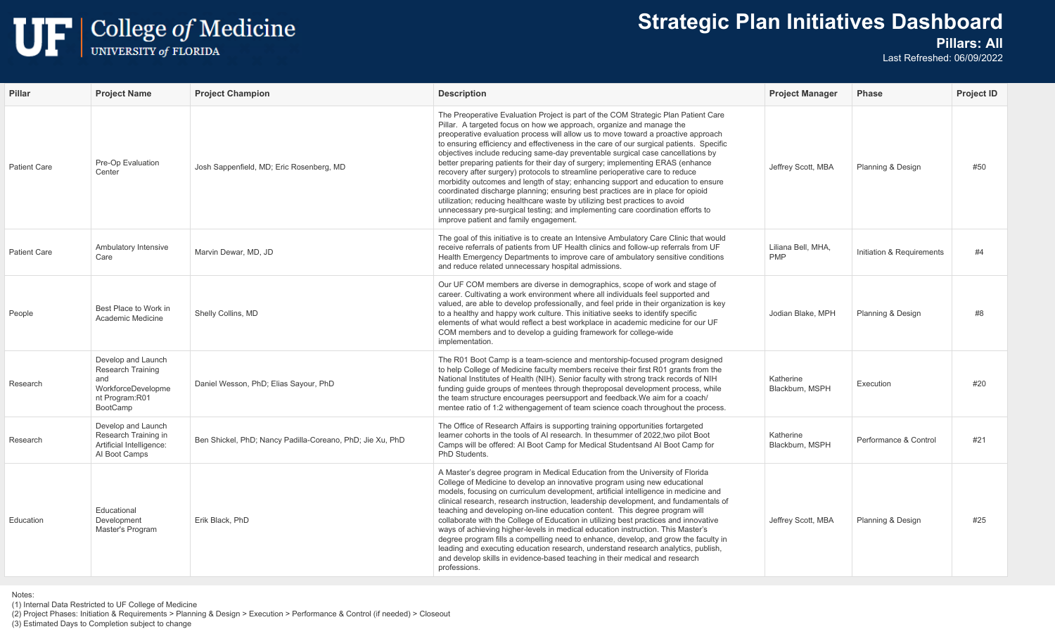UF College of Medicine
UNIVERSITY of FLORIDA

# Strategic Plan Initiatives Dashboard

**Pillars: All**

Last Refreshed: 06/09/2022

| Pillar | Project Name | Project Champion | Description | Project Manager | Phase | Project ID |
|---|---|---|---|---|---|---|
| Patient Care | Pre-Op Evaluation Center | Josh Sappenfield, MD; Eric Rosenberg, MD | The Preoperative Evaluation Project is part of the COM Strategic Plan Patient Care Pillar. A targeted focus on how we approach, organize and manage the preoperative evaluation process will allow us to move toward a proactive approach to ensuring efficiency and effectiveness in the care of our surgical patients. Specific objectives include reducing same-day preventable surgical case cancellations by better preparing patients for their day of surgery; implementing ERAS (enhance recovery after surgery) protocols to streamline perioperative care to reduce morbidity outcomes and length of stay; enhancing support and education to ensure coordinated discharge planning; ensuring best practices are in place for opioid utilization; reducing healthcare waste by utilizing best practices to avoid unnecessary pre-surgical testing; and implementing care coordination efforts to improve patient and family engagement. | Jeffrey Scott, MBA | Planning & Design | #50 |
| Patient Care | Ambulatory Intensive Care | Marvin Dewar, MD, JD | The goal of this initiative is to create an Intensive Ambulatory Care Clinic that would receive referrals of patients from UF Health clinics and follow-up referrals from UF Health Emergency Departments to improve care of ambulatory sensitive conditions and reduce related unnecessary hospital admissions. | Liliana Bell, MHA, PMP | Initiation & Requirements | #4 |
| People | Best Place to Work in Academic Medicine | Shelly Collins, MD | Our UF COM members are diverse in demographics, scope of work and stage of career. Cultivating a work environment where all individuals feel supported and valued, are able to develop professionally, and feel pride in their organization is key to a healthy and happy work culture. This initiative seeks to identify specific elements of what would reflect a best workplace in academic medicine for our UF COM members and to develop a guiding framework for college-wide implementation. | Jodian Blake, MPH | Planning & Design | #8 |
| Research | Develop and Launch Research Training and WorkforceDevelopment Program:R01 BootCamp | Daniel Wesson, PhD; Elias Sayour, PhD | The R01 Boot Camp is a team-science and mentorship-focused program designed to help College of Medicine faculty members receive their first R01 grants from the National Institutes of Health (NIH). Senior faculty with strong track records of NIH funding guide groups of mentees through theproposal development process, while the team structure encourages peersupport and feedback.We aim for a coach/ mentee ratio of 1:2 withengagement of team science coach throughout the process. | Katherine Blackburn, MSPH | Execution | #20 |
| Research | Develop and Launch Research Training in Artificial Intelligence: AI Boot Camps | Ben Shickel, PhD; Nancy Padilla-Coreano, PhD; Jie Xu, PhD | The Office of Research Affairs is supporting training opportunities fortargeted learner cohorts in the tools of AI research. In thesummer of 2022,two pilot Boot Camps will be offered: AI Boot Camp for Medical Studentsand AI Boot Camp for PhD Students. | Katherine Blackburn, MSPH | Performance & Control | #21 |
| Education | Educational Development Master's Program | Erik Black, PhD | A Master's degree program in Medical Education from the University of Florida College of Medicine to develop an innovative program using new educational models, focusing on curriculum development, artificial intelligence in medicine and clinical research, research instruction, leadership development, and fundamentals of teaching and developing on-line education content. This degree program will collaborate with the College of Education in utilizing best practices and innovative ways of achieving higher-levels in medical education instruction. This Master's degree program fills a compelling need to enhance, develop, and grow the faculty in leading and executing education research, understand research analytics, publish, and develop skills in evidence-based teaching in their medical and research professions. | Jeffrey Scott, MBA | Planning & Design | #25 |

Notes:
(1) Internal Data Restricted to UF College of Medicine
(2) Project Phases: Initiation & Requirements > Planning & Design > Execution > Performance & Control (if needed) > Closeout
(3) Estimated Days to Completion subject to change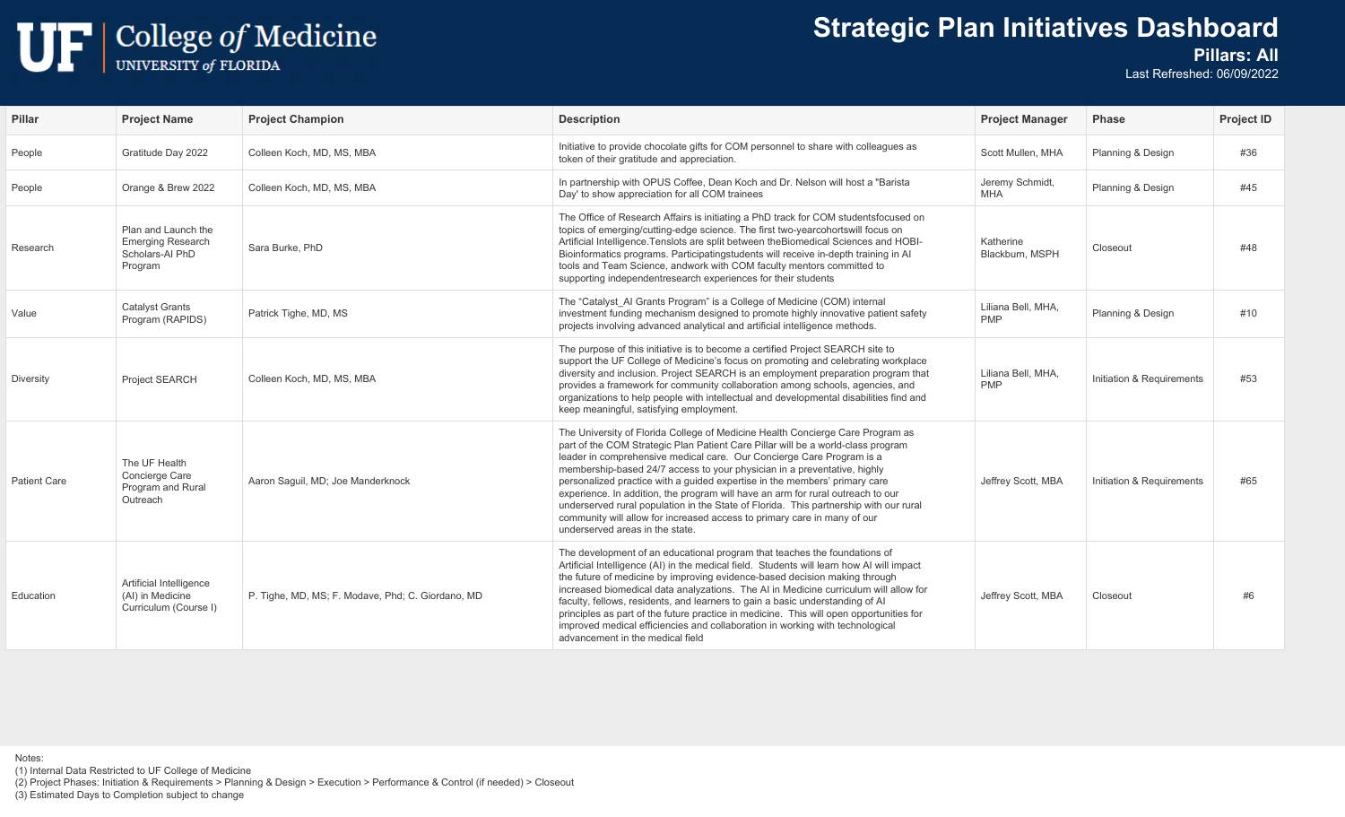UF | College *of* Medicine
UNIVERSITY *of* FLORIDA

# Strategic Plan Initiatives Dashboard

**Pillars: All**

Last Refreshed: 06/09/2022

| Pillar | Project Name | Project Champion | Description | Project Manager | Phase | Project ID |
|---|---|---|---|---|---|---|
| People | Gratitude Day 2022 | Colleen Koch, MD, MS, MBA | Initiative to provide chocolate gifts for COM personnel to share with colleagues as token of their gratitude and appreciation. | Scott Mullen, MHA | Planning & Design | #36 |
| People | Orange & Brew 2022 | Colleen Koch, MD, MS, MBA | In partnership with OPUS Coffee, Dean Koch and Dr. Nelson will host a "Barista Day' to show appreciation for all COM trainees | Jeremy Schmidt, MHA | Planning & Design | #45 |
| Research | Plan and Launch the Emerging Research Scholars-AI PhD Program | Sara Burke, PhD | The Office of Research Affairs is initiating a PhD track for COM studentsfocused on topics of emerging/cutting-edge science. The first two-yearcohortswill focus on Artificial Intelligence.Tenslots are split between theBiomedical Sciences and HOBI-Bioinformatics programs. Participatingstudents will receive in-depth training in AI tools and Team Science, andwork with COM faculty mentors committed to supporting independentresearch experiences for their students | Katherine Blackburn, MSPH | Closeout | #48 |
| Value | Catalyst Grants Program (RAPIDS) | Patrick Tighe, MD, MS | The "Catalyst_AI Grants Program" is a College of Medicine (COM) internal investment funding mechanism designed to promote highly innovative patient safety projects involving advanced analytical and artificial intelligence methods. | Liliana Bell, MHA, PMP | Planning & Design | #10 |
| Diversity | Project SEARCH | Colleen Koch, MD, MS, MBA | The purpose of this initiative is to become a certified Project SEARCH site to support the UF College of Medicine's focus on promoting and celebrating workplace diversity and inclusion. Project SEARCH is an employment preparation program that provides a framework for community collaboration among schools, agencies, and organizations to help people with intellectual and developmental disabilities find and keep meaningful, satisfying employment. | Liliana Bell, MHA, PMP | Initiation & Requirements | #53 |
| Patient Care | The UF Health Concierge Care Program and Rural Outreach | Aaron Saguil, MD; Joe Manderknock | The University of Florida College of Medicine Health Concierge Care Program as part of the COM Strategic Plan Patient Care Pillar will be a world-class program leader in comprehensive medical care. Our Concierge Care Program is a membership-based 24/7 access to your physician in a preventative, highly personalized practice with a guided expertise in the members' primary care experience. In addition, the program will have an arm for rural outreach to our underserved rural population in the State of Florida. This partnership with our rural community will allow for increased access to primary care in many of our underserved areas in the state. | Jeffrey Scott, MBA | Initiation & Requirements | #65 |
| Education | Artificial Intelligence (AI) in Medicine Curriculum (Course I) | P. Tighe, MD, MS; F. Modave, Phd; C. Giordano, MD | The development of an educational program that teaches the foundations of Artificial Intelligence (AI) in the medical field. Students will learn how AI will impact the future of medicine by improving evidence-based decision making through increased biomedical data analyzations. The AI in Medicine curriculum will allow for faculty, fellows, residents, and learners to gain a basic understanding of AI principles as part of the future practice in medicine. This will open opportunities for improved medical efficiencies and collaboration in working with technological advancement in the medical field | Jeffrey Scott, MBA | Closeout | #6 |

Notes:
(1) Internal Data Restricted to UF College of Medicine
(2) Project Phases: Initiation & Requirements > Planning & Design > Execution > Performance & Control (if needed) > Closeout
(3) Estimated Days to Completion subject to change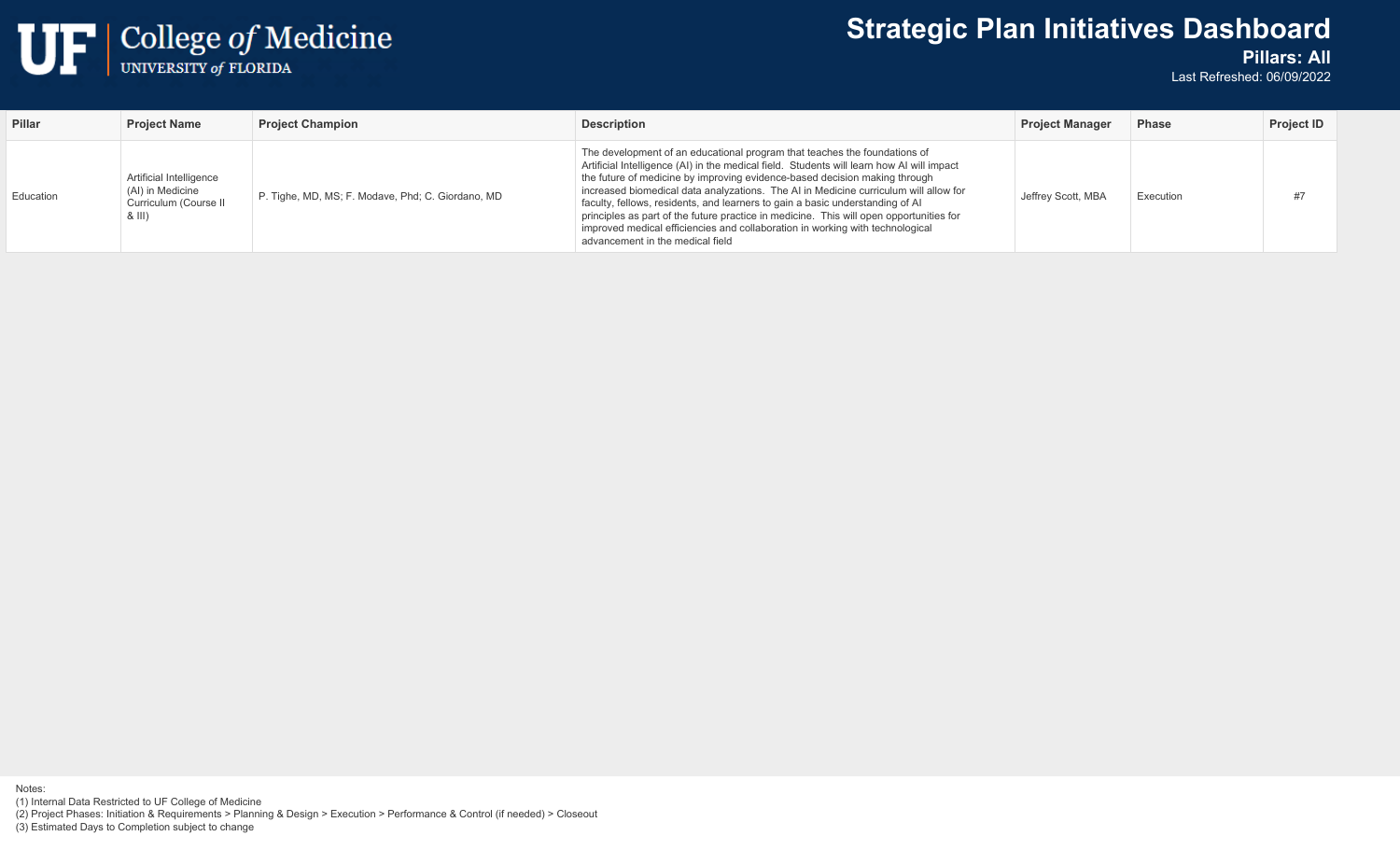# Strategic Plan Initiatives Dashboard

**Pillars: All**

Last Refreshed: 06/09/2022

| Pillar | Project Name | Project Champion | Description | Project Manager | Phase | Project ID |
|---|---|---|---|---|---|---|
| Education | Artificial Intelligence (AI) in Medicine Curriculum (Course II & III) | P. Tighe, MD, MS; F. Modave, Phd; C. Giordano, MD | The development of an educational program that teaches the foundations of Artificial Intelligence (AI) in the medical field. Students will learn how AI will impact the future of medicine by improving evidence-based decision making through increased biomedical data analyzations. The AI in Medicine curriculum will allow for faculty, fellows, residents, and learners to gain a basic understanding of AI principles as part of the future practice in medicine. This will open opportunities for improved medical efficiencies and collaboration in working with technological advancement in the medical field | Jeffrey Scott, MBA | Execution | #7 |

Notes:
(1) Internal Data Restricted to UF College of Medicine
(2) Project Phases: Initiation & Requirements > Planning & Design > Execution > Performance & Control (if needed) > Closeout
(3) Estimated Days to Completion subject to change